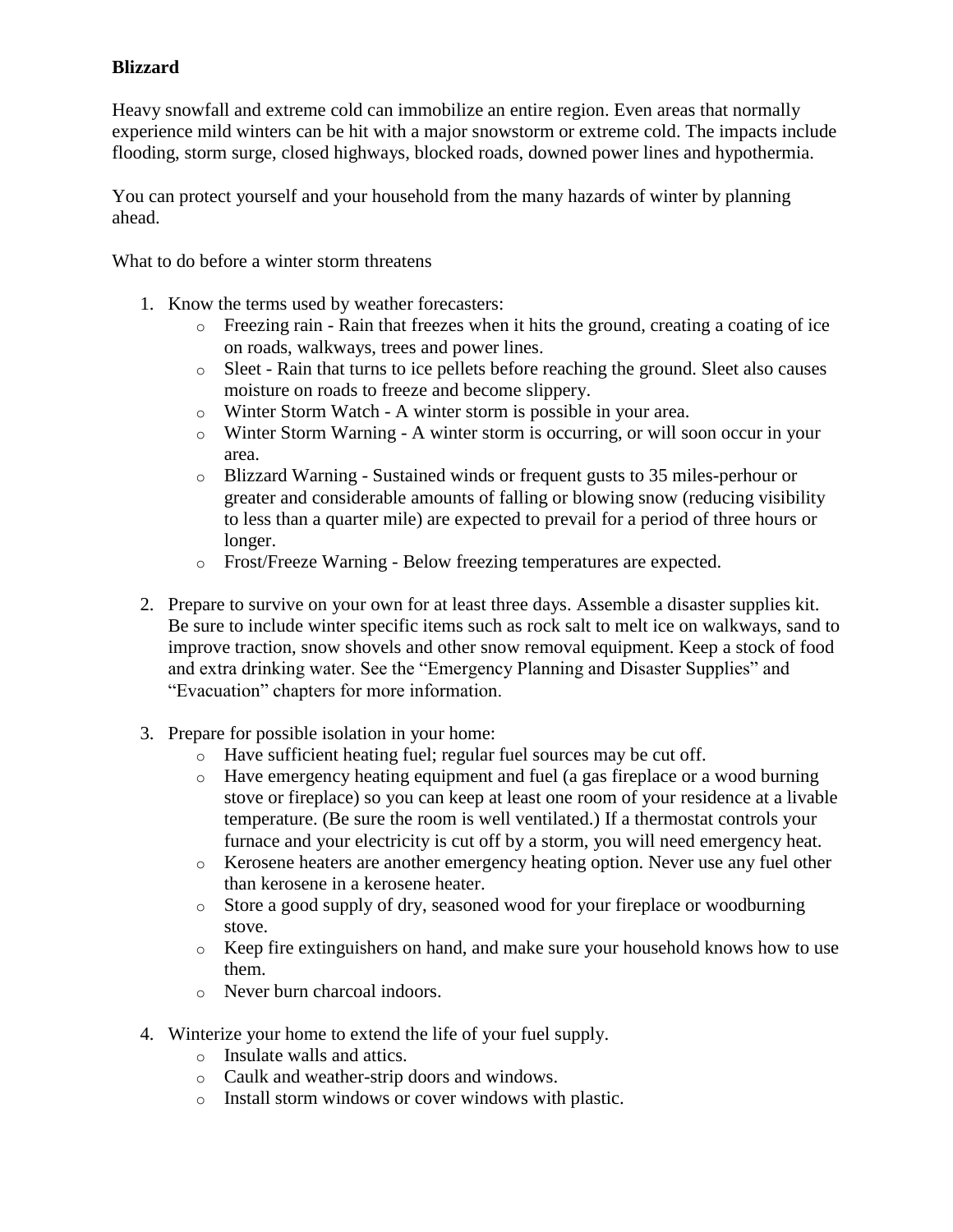# Blizzard

Heavy snowfall and extreme cold can immobilize an entire region. Even areas that normally experience mild winters can be hit with a major snowstorm or extreme cold. The impacts include flooding, storm surge, closed highways, blocked roads, downed power lines and hypothermia.

You can protect yourself and your household from the many hazards of winter by planning ahead.

What to do before a winter storm threatens

1. Know the terms used by weather forecasters:
   - Freezing rain - Rain that freezes when it hits the ground, creating a coating of ice on roads, walkways, trees and power lines.
   - Sleet - Rain that turns to ice pellets before reaching the ground. Sleet also causes moisture on roads to freeze and become slippery.
   - Winter Storm Watch - A winter storm is possible in your area.
   - Winter Storm Warning - A winter storm is occurring, or will soon occur in your area.
   - Blizzard Warning - Sustained winds or frequent gusts to 35 miles-perhour or greater and considerable amounts of falling or blowing snow (reducing visibility to less than a quarter mile) are expected to prevail for a period of three hours or longer.
   - Frost/Freeze Warning - Below freezing temperatures are expected.

2. Prepare to survive on your own for at least three days. Assemble a disaster supplies kit. Be sure to include winter specific items such as rock salt to melt ice on walkways, sand to improve traction, snow shovels and other snow removal equipment. Keep a stock of food and extra drinking water. See the "Emergency Planning and Disaster Supplies" and "Evacuation" chapters for more information.

3. Prepare for possible isolation in your home:
   - Have sufficient heating fuel; regular fuel sources may be cut off.
   - Have emergency heating equipment and fuel (a gas fireplace or a wood burning stove or fireplace) so you can keep at least one room of your residence at a livable temperature. (Be sure the room is well ventilated.) If a thermostat controls your furnace and your electricity is cut off by a storm, you will need emergency heat.
   - Kerosene heaters are another emergency heating option. Never use any fuel other than kerosene in a kerosene heater.
   - Store a good supply of dry, seasoned wood for your fireplace or woodburning stove.
   - Keep fire extinguishers on hand, and make sure your household knows how to use them.
   - Never burn charcoal indoors.

4. Winterize your home to extend the life of your fuel supply.
   - Insulate walls and attics.
   - Caulk and weather-strip doors and windows.
   - Install storm windows or cover windows with plastic.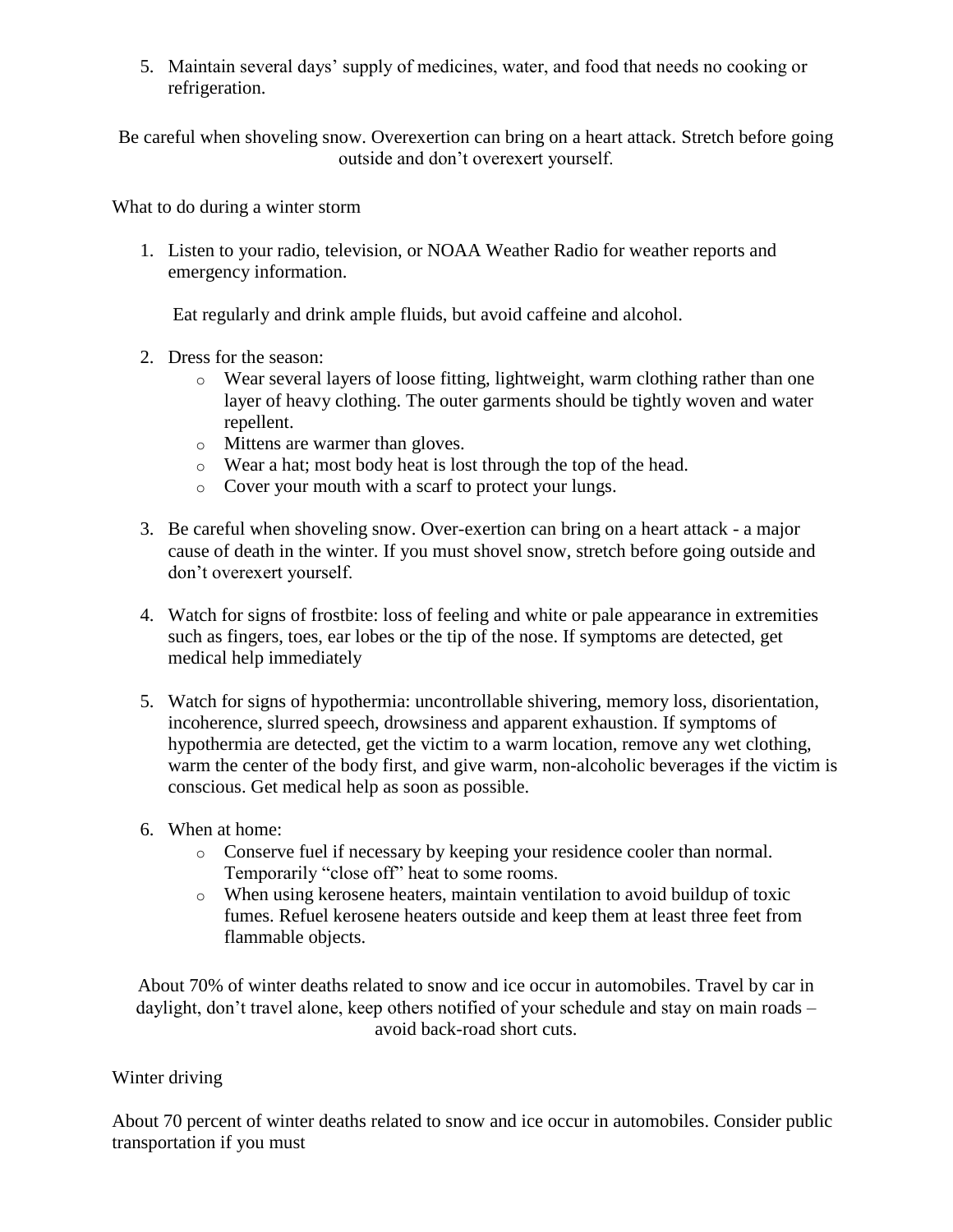5. Maintain several days' supply of medicines, water, and food that needs no cooking or refrigeration.

Be careful when shoveling snow. Overexertion can bring on a heart attack. Stretch before going outside and don't overexert yourself.

What to do during a winter storm

1. Listen to your radio, television, or NOAA Weather Radio for weather reports and emergency information.

   Eat regularly and drink ample fluids, but avoid caffeine and alcohol.

2. Dress for the season:
   - Wear several layers of loose fitting, lightweight, warm clothing rather than one layer of heavy clothing. The outer garments should be tightly woven and water repellent.
   - Mittens are warmer than gloves.
   - Wear a hat; most body heat is lost through the top of the head.
   - Cover your mouth with a scarf to protect your lungs.

3. Be careful when shoveling snow. Over-exertion can bring on a heart attack - a major cause of death in the winter. If you must shovel snow, stretch before going outside and don't overexert yourself.

4. Watch for signs of frostbite: loss of feeling and white or pale appearance in extremities such as fingers, toes, ear lobes or the tip of the nose. If symptoms are detected, get medical help immediately

5. Watch for signs of hypothermia: uncontrollable shivering, memory loss, disorientation, incoherence, slurred speech, drowsiness and apparent exhaustion. If symptoms of hypothermia are detected, get the victim to a warm location, remove any wet clothing, warm the center of the body first, and give warm, non-alcoholic beverages if the victim is conscious. Get medical help as soon as possible.

6. When at home:
   - Conserve fuel if necessary by keeping your residence cooler than normal. Temporarily "close off" heat to some rooms.
   - When using kerosene heaters, maintain ventilation to avoid buildup of toxic fumes. Refuel kerosene heaters outside and keep them at least three feet from flammable objects.

About 70% of winter deaths related to snow and ice occur in automobiles. Travel by car in daylight, don't travel alone, keep others notified of your schedule and stay on main roads – avoid back-road short cuts.

Winter driving

About 70 percent of winter deaths related to snow and ice occur in automobiles. Consider public transportation if you must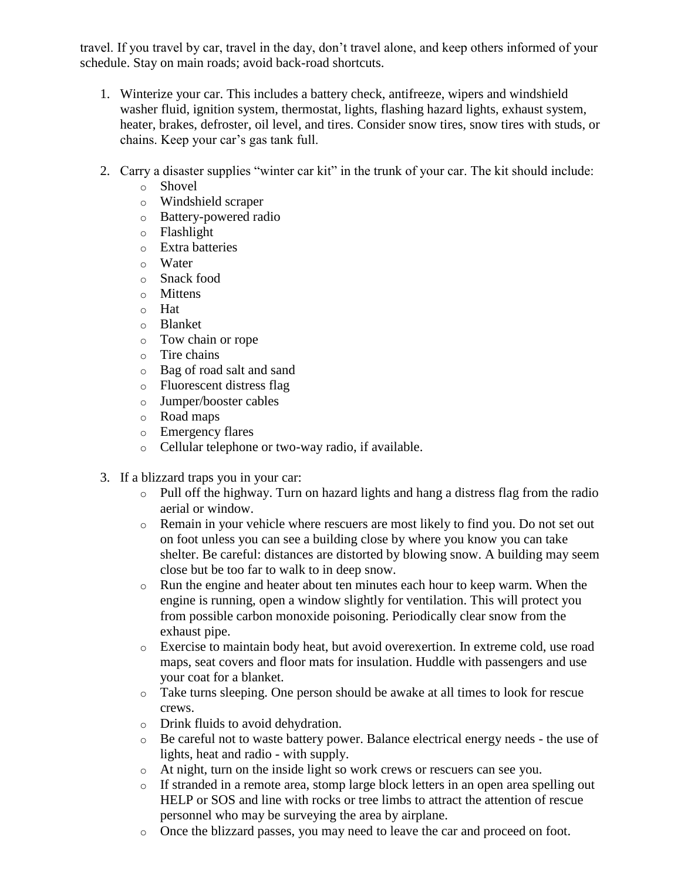travel. If you travel by car, travel in the day, don't travel alone, and keep others informed of your schedule. Stay on main roads; avoid back-road shortcuts.

1. Winterize your car. This includes a battery check, antifreeze, wipers and windshield washer fluid, ignition system, thermostat, lights, flashing hazard lights, exhaust system, heater, brakes, defroster, oil level, and tires. Consider snow tires, snow tires with studs, or chains. Keep your car's gas tank full.

2. Carry a disaster supplies "winter car kit" in the trunk of your car. The kit should include:
   - Shovel
   - Windshield scraper
   - Battery-powered radio
   - Flashlight
   - Extra batteries
   - Water
   - Snack food
   - Mittens
   - Hat
   - Blanket
   - Tow chain or rope
   - Tire chains
   - Bag of road salt and sand
   - Fluorescent distress flag
   - Jumper/booster cables
   - Road maps
   - Emergency flares
   - Cellular telephone or two-way radio, if available.

3. If a blizzard traps you in your car:
   - Pull off the highway. Turn on hazard lights and hang a distress flag from the radio aerial or window.
   - Remain in your vehicle where rescuers are most likely to find you. Do not set out on foot unless you can see a building close by where you know you can take shelter. Be careful: distances are distorted by blowing snow. A building may seem close but be too far to walk to in deep snow.
   - Run the engine and heater about ten minutes each hour to keep warm. When the engine is running, open a window slightly for ventilation. This will protect you from possible carbon monoxide poisoning. Periodically clear snow from the exhaust pipe.
   - Exercise to maintain body heat, but avoid overexertion. In extreme cold, use road maps, seat covers and floor mats for insulation. Huddle with passengers and use your coat for a blanket.
   - Take turns sleeping. One person should be awake at all times to look for rescue crews.
   - Drink fluids to avoid dehydration.
   - Be careful not to waste battery power. Balance electrical energy needs - the use of lights, heat and radio - with supply.
   - At night, turn on the inside light so work crews or rescuers can see you.
   - If stranded in a remote area, stomp large block letters in an open area spelling out HELP or SOS and line with rocks or tree limbs to attract the attention of rescue personnel who may be surveying the area by airplane.
   - Once the blizzard passes, you may need to leave the car and proceed on foot.